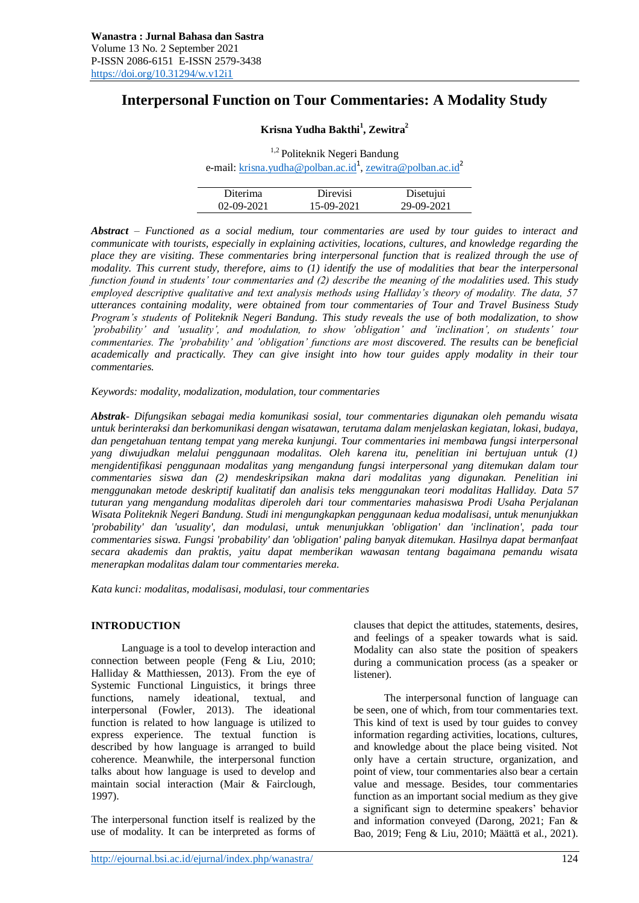# Interpersonal Function on Tour Commentaries: A Modality Study

**Krisna Yudha Bakthi[1], Zewitra[2]**

[1,2] Politeknik Negeri Bandung
e-mail: krisna.yudha@polban.ac.id[1], zewitra@polban.ac.id[2]

| Diterima | Direvisi | Disetujui |
|---|---|---|
| 02-09-2021 | 15-09-2021 | 29-09-2021 |

***Abstract*** *– Functioned as a social medium, tour commentaries are used by tour guides to interact and communicate with tourists, especially in explaining activities, locations, cultures, and knowledge regarding the place they are visiting. These commentaries bring interpersonal function that is realized through the use of modality. This current study, therefore, aims to (1) identify the use of modalities that bear the interpersonal function found in students' tour commentaries and (2) describe the meaning of the modalities used. This study employed descriptive qualitative and text analysis methods using Halliday's theory of modality. The data, 57 utterances containing modality, were obtained from tour commentaries of Tour and Travel Business Study Program's students of Politeknik Negeri Bandung. This study reveals the use of both modalization, to show 'probability' and 'usuality', and modulation, to show 'obligation' and 'inclination', on students' tour commentaries. The 'probability' and 'obligation' functions are most discovered. The results can be beneficial academically and practically. They can give insight into how tour guides apply modality in their tour commentaries.*

*Keywords: modality, modalization, modulation, tour commentaries*

***Abstrak****- Difungsikan sebagai media komunikasi sosial, tour commentaries digunakan oleh pemandu wisata untuk berinteraksi dan berkomunikasi dengan wisatawan, terutama dalam menjelaskan kegiatan, lokasi, budaya, dan pengetahuan tentang tempat yang mereka kunjungi. Tour commentaries ini membawa fungsi interpersonal yang diwujudkan melalui penggunaan modalitas. Oleh karena itu, penelitian ini bertujuan untuk (1) mengidentifikasi penggunaan modalitas yang mengandung fungsi interpersonal yang ditemukan dalam tour commentaries siswa dan (2) mendeskripsikan makna dari modalitas yang digunakan. Penelitian ini menggunakan metode deskriptif kualitatif dan analisis teks menggunakan teori modalitas Halliday. Data 57 tuturan yang mengandung modalitas diperoleh dari tour commentaries mahasiswa Prodi Usaha Perjalanan Wisata Politeknik Negeri Bandung. Studi ini mengungkapkan penggunaan kedua modalisasi, untuk menunjukkan 'probability' dan 'usuality', dan modulasi, untuk menunjukkan 'obligation' dan 'inclination', pada tour commentaries siswa. Fungsi 'probability' dan 'obligation' paling banyak ditemukan. Hasilnya dapat bermanfaat secara akademis dan praktis, yaitu dapat memberikan wawasan tentang bagaimana pemandu wisata menerapkan modalitas dalam tour commentaries mereka.*

*Kata kunci: modalitas, modalisasi, modulasi, tour commentaries*

## INTRODUCTION

Language is a tool to develop interaction and connection between people (Feng & Liu, 2010; Halliday & Matthiessen, 2013). From the eye of Systemic Functional Linguistics, it brings three functions, namely ideational, textual, and interpersonal (Fowler, 2013). The ideational function is related to how language is utilized to express experience. The textual function is described by how language is arranged to build coherence. Meanwhile, the interpersonal function talks about how language is used to develop and maintain social interaction (Mair & Fairclough, 1997).

The interpersonal function itself is realized by the use of modality. It can be interpreted as forms of clauses that depict the attitudes, statements, desires, and feelings of a speaker towards what is said. Modality can also state the position of speakers during a communication process (as a speaker or listener).

The interpersonal function of language can be seen, one of which, from tour commentaries text. This kind of text is used by tour guides to convey information regarding activities, locations, cultures, and knowledge about the place being visited. Not only have a certain structure, organization, and point of view, tour commentaries also bear a certain value and message. Besides, tour commentaries function as an important social medium as they give a significant sign to determine speakers' behavior and information conveyed (Darong, 2021; Fan & Bao, 2019; Feng & Liu, 2010; Määttä et al., 2021).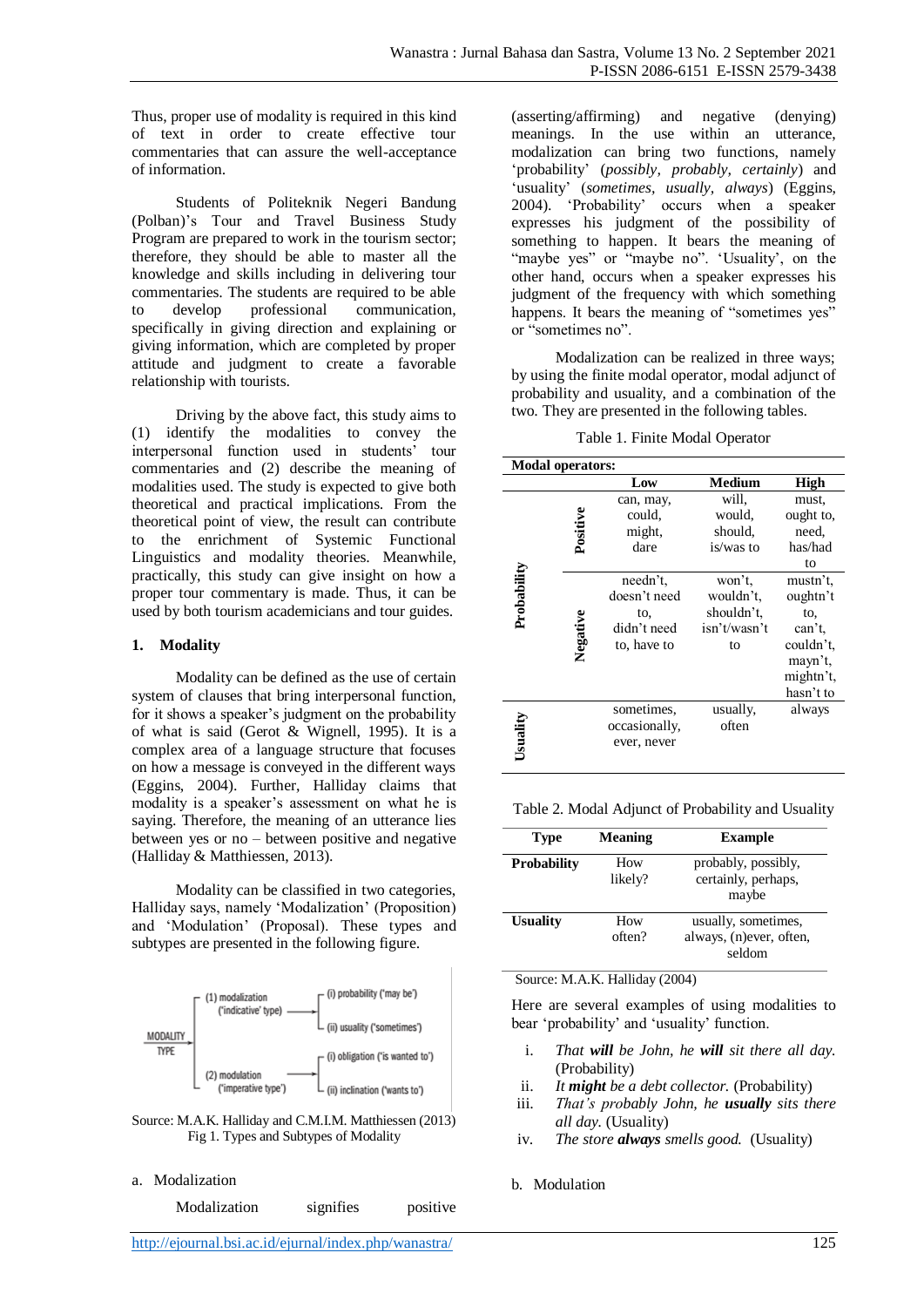Thus, proper use of modality is required in this kind of text in order to create effective tour commentaries that can assure the well-acceptance of information.

Students of Politeknik Negeri Bandung (Polban)'s Tour and Travel Business Study Program are prepared to work in the tourism sector; therefore, they should be able to master all the knowledge and skills including in delivering tour commentaries. The students are required to be able to develop professional communication, specifically in giving direction and explaining or giving information, which are completed by proper attitude and judgment to create a favorable relationship with tourists.

Driving by the above fact, this study aims to (1) identify the modalities to convey the interpersonal function used in students' tour commentaries and (2) describe the meaning of modalities used. The study is expected to give both theoretical and practical implications. From the theoretical point of view, the result can contribute to the enrichment of Systemic Functional Linguistics and modality theories. Meanwhile, practically, this study can give insight on how a proper tour commentary is made. Thus, it can be used by both tourism academicians and tour guides.

## 1. Modality

Modality can be defined as the use of certain system of clauses that bring interpersonal function, for it shows a speaker's judgment on the probability of what is said (Gerot & Wignell, 1995). It is a complex area of a language structure that focuses on how a message is conveyed in the different ways (Eggins, 2004). Further, Halliday claims that modality is a speaker's assessment on what he is saying. Therefore, the meaning of an utterance lies between yes or no – between positive and negative (Halliday & Matthiessen, 2013).

Modality can be classified in two categories, Halliday says, namely 'Modalization' (Proposition) and 'Modulation' (Proposal). These types and subtypes are presented in the following figure.

MODALITY TYPE
- (1) modalization ('indicative' type)
  - (i) probability ('may be')
  - (ii) usuality ('sometimes')
- (2) modulation ('imperative type')
  - (i) obligation ('is wanted to')
  - (ii) inclination ('wants to')

Source: M.A.K. Halliday and C.M.I.M. Matthiessen (2013)
Fig 1. Types and Subtypes of Modality

### a. Modalization

Modalization signifies positive (asserting/affirming) and negative (denying) meanings. In the use within an utterance, modalization can bring two functions, namely 'probability' (*possibly, probably, certainly*) and 'usuality' (*sometimes, usually, always*) (Eggins, 2004). 'Probability' occurs when a speaker expresses his judgment of the possibility of something to happen. It bears the meaning of "maybe yes" or "maybe no". 'Usuality', on the other hand, occurs when a speaker expresses his judgment of the frequency with which something happens. It bears the meaning of "sometimes yes" or "sometimes no".

Modalization can be realized in three ways; by using the finite modal operator, modal adjunct of probability and usuality, and a combination of the two. They are presented in the following tables.

Table 1. Finite Modal Operator

| **Modal operators:** | | | | |
|---|---|---|---|---|
| | | **Low** | **Medium** | **High** |
| **Probability** | **Positive** | can, may, could, might, dare | will, would, should, is/was to | must, ought to, need, has/had to |
| | **Negative** | needn't, doesn't need to, didn't need to, have to | won't, wouldn't, shouldn't, isn't/wasn't to | mustn't, oughtn't to, can't, couldn't, mayn't, mightn't, hasn't to |
| **Usuality** | | sometimes, occasionally, ever, never | usually, often | always |

Table 2. Modal Adjunct of Probability and Usuality

| Type | Meaning | Example |
|---|---|---|
| **Probability** | How likely? | probably, possibly, certainly, perhaps, maybe |
| **Usuality** | How often? | usually, sometimes, always, (n)ever, often, seldom |

Source: M.A.K. Halliday (2004)

Here are several examples of using modalities to bear 'probability' and 'usuality' function.

i. *That **will** be John, he **will** sit there all day.* (Probability)
ii. *It **might** be a debt collector.* (Probability)
iii. *That's probably John, he **usually** sits there all day.* (Usuality)
iv. *The store **always** smells good.* (Usuality)

### b. Modulation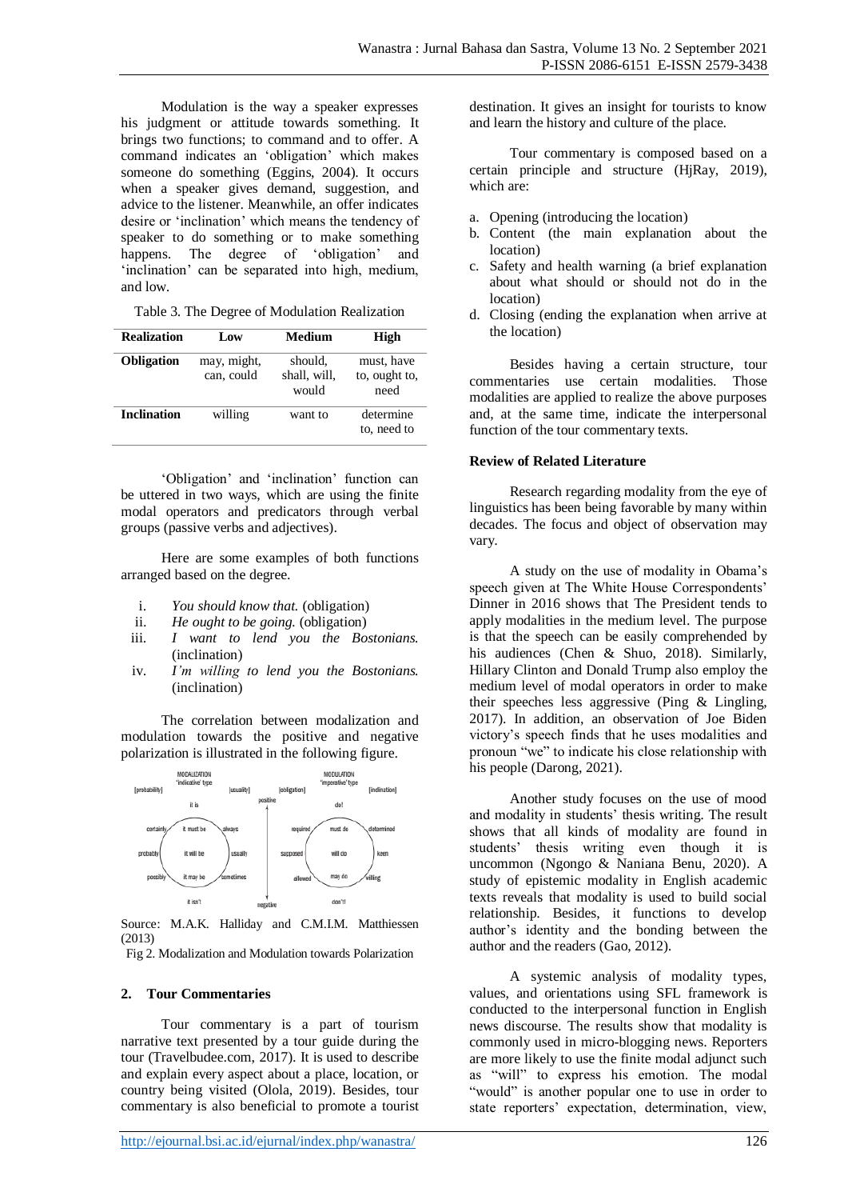Modulation is the way a speaker expresses his judgment or attitude towards something. It brings two functions; to command and to offer. A command indicates an 'obligation' which makes someone do something (Eggins, 2004). It occurs when a speaker gives demand, suggestion, and advice to the listener. Meanwhile, an offer indicates desire or 'inclination' which means the tendency of speaker to do something or to make something happens. The degree of 'obligation' and 'inclination' can be separated into high, medium, and low.

Table 3. The Degree of Modulation Realization

| Realization | Low | Medium | High |
|---|---|---|---|
| **Obligation** | may, might, can, could | should, shall, will, would | must, have to, ought to, need |
| **Inclination** | willing | want to | determine to, need to |

'Obligation' and 'inclination' function can be uttered in two ways, which are using the finite modal operators and predicators through verbal groups (passive verbs and adjectives).

Here are some examples of both functions arranged based on the degree.

i. *You should know that.* (obligation)
ii. *He ought to be going.* (obligation)
iii. *I want to lend you the Bostonians.* (inclination)
iv. *I'm willing to lend you the Bostonians.* (inclination)

The correlation between modalization and modulation towards the positive and negative polarization is illustrated in the following figure.

Source: M.A.K. Halliday and C.M.I.M. Matthiessen (2013)

Fig 2. Modalization and Modulation towards Polarization

## 2. Tour Commentaries

Tour commentary is a part of tourism narrative text presented by a tour guide during the tour (Travelbudee.com, 2017). It is used to describe and explain every aspect about a place, location, or country being visited (Olola, 2019). Besides, tour commentary is also beneficial to promote a tourist destination. It gives an insight for tourists to know and learn the history and culture of the place.

Tour commentary is composed based on a certain principle and structure (HjRay, 2019), which are:

a. Opening (introducing the location)
b. Content (the main explanation about the location)
c. Safety and health warning (a brief explanation about what should or should not do in the location)
d. Closing (ending the explanation when arrive at the location)

Besides having a certain structure, tour commentaries use certain modalities. Those modalities are applied to realize the above purposes and, at the same time, indicate the interpersonal function of the tour commentary texts.

### Review of Related Literature

Research regarding modality from the eye of linguistics has been being favorable by many within decades. The focus and object of observation may vary.

A study on the use of modality in Obama's speech given at The White House Correspondents' Dinner in 2016 shows that The President tends to apply modalities in the medium level. The purpose is that the speech can be easily comprehended by his audiences (Chen & Shuo, 2018). Similarly, Hillary Clinton and Donald Trump also employ the medium level of modal operators in order to make their speeches less aggressive (Ping & Lingling, 2017). In addition, an observation of Joe Biden victory's speech finds that he uses modalities and pronoun "we" to indicate his close relationship with his people (Darong, 2021).

Another study focuses on the use of mood and modality in students' thesis writing. The result shows that all kinds of modality are found in students' thesis writing even though it is uncommon (Ngongo & Naniana Benu, 2020). A study of epistemic modality in English academic texts reveals that modality is used to build social relationship. Besides, it functions to develop author's identity and the bonding between the author and the readers (Gao, 2012).

A systemic analysis of modality types, values, and orientations using SFL framework is conducted to the interpersonal function in English news discourse. The results show that modality is commonly used in micro-blogging news. Reporters are more likely to use the finite modal adjunct such as "will" to express his emotion. The modal "would" is another popular one to use in order to state reporters' expectation, determination, view,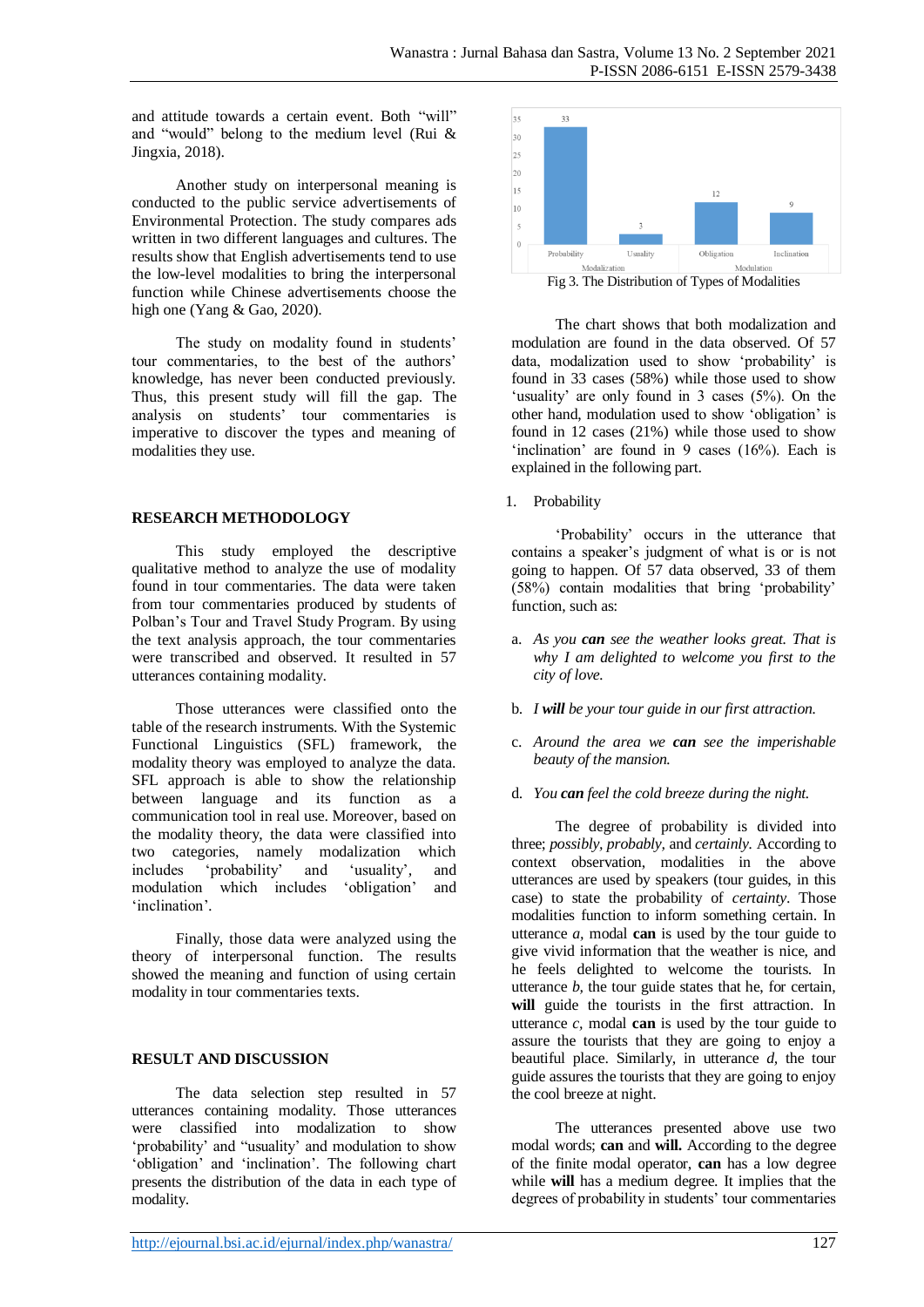and attitude towards a certain event. Both "will" and "would" belong to the medium level (Rui & Jingxia, 2018).

Another study on interpersonal meaning is conducted to the public service advertisements of Environmental Protection. The study compares ads written in two different languages and cultures. The results show that English advertisements tend to use the low-level modalities to bring the interpersonal function while Chinese advertisements choose the high one (Yang & Gao, 2020).

The study on modality found in students' tour commentaries, to the best of the authors' knowledge, has never been conducted previously. Thus, this present study will fill the gap. The analysis on students' tour commentaries is imperative to discover the types and meaning of modalities they use.

## RESEARCH METHODOLOGY

This study employed the descriptive qualitative method to analyze the use of modality found in tour commentaries. The data were taken from tour commentaries produced by students of Polban's Tour and Travel Study Program. By using the text analysis approach, the tour commentaries were transcribed and observed. It resulted in 57 utterances containing modality.

Those utterances were classified onto the table of the research instruments. With the Systemic Functional Linguistics (SFL) framework, the modality theory was employed to analyze the data. SFL approach is able to show the relationship between language and its function as a communication tool in real use. Moreover, based on the modality theory, the data were classified into two categories, namely modalization which includes 'probability' and 'usuality', and modulation which includes 'obligation' and 'inclination'.

Finally, those data were analyzed using the theory of interpersonal function. The results showed the meaning and function of using certain modality in tour commentaries texts.

## RESULT AND DISCUSSION

The data selection step resulted in 57 utterances containing modality. Those utterances were classified into modalization to show 'probability' and "usuality' and modulation to show 'obligation' and 'inclination'. The following chart presents the distribution of the data in each type of modality.

| | Modalization | | Modulation | |
|---|---|---|---|---|
| | Probability | Usuality | Obligation | Inclination |
| Count | 33 | 3 | 12 | 9 |

Fig 3. The Distribution of Types of Modalities

The chart shows that both modalization and modulation are found in the data observed. Of 57 data, modalization used to show 'probability' is found in 33 cases (58%) while those used to show 'usuality' are only found in 3 cases (5%). On the other hand, modulation used to show 'obligation' is found in 12 cases (21%) while those used to show 'inclination' are found in 9 cases (16%). Each is explained in the following part.

1. Probability

'Probability' occurs in the utterance that contains a speaker's judgment of what is or is not going to happen. Of 57 data observed, 33 of them (58%) contain modalities that bring 'probability' function, such as:

a. *As you **can** see the weather looks great. That is why I am delighted to welcome you first to the city of love.*

b. *I **will** be your tour guide in our first attraction.*

c. *Around the area we **can** see the imperishable beauty of the mansion.*

d. *You **can** feel the cold breeze during the night.*

The degree of probability is divided into three; *possibly, probably,* and *certainly.* According to context observation, modalities in the above utterances are used by speakers (tour guides, in this case) to state the probability of *certainty*. Those modalities function to inform something certain. In utterance *a,* modal **can** is used by the tour guide to give vivid information that the weather is nice, and he feels delighted to welcome the tourists. In utterance *b,* the tour guide states that he, for certain, **will** guide the tourists in the first attraction. In utterance *c,* modal **can** is used by the tour guide to assure the tourists that they are going to enjoy a beautiful place. Similarly, in utterance *d,* the tour guide assures the tourists that they are going to enjoy the cool breeze at night.

The utterances presented above use two modal words; **can** and **will.** According to the degree of the finite modal operator, **can** has a low degree while **will** has a medium degree. It implies that the degrees of probability in students' tour commentaries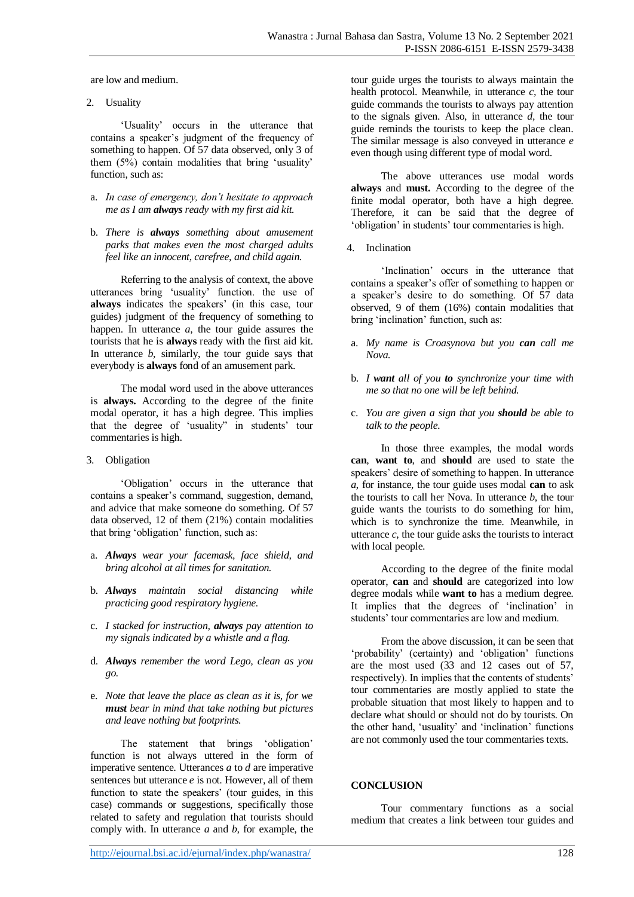are low and medium.

2. Usuality

'Usuality' occurs in the utterance that contains a speaker's judgment of the frequency of something to happen. Of 57 data observed, only 3 of them (5%) contain modalities that bring 'usuality' function, such as:

a. *In case of emergency, don't hesitate to approach me as I am **always** ready with my first aid kit.*

b. *There is **always** something about amusement parks that makes even the most charged adults feel like an innocent, carefree, and child again.*

Referring to the analysis of context, the above utterances bring 'usuality' function. the use of **always** indicates the speakers' (in this case, tour guides) judgment of the frequency of something to happen. In utterance *a*, the tour guide assures the tourists that he is **always** ready with the first aid kit. In utterance *b*, similarly, the tour guide says that everybody is **always** fond of an amusement park.

The modal word used in the above utterances is **always.** According to the degree of the finite modal operator, it has a high degree. This implies that the degree of 'usuality" in students' tour commentaries is high.

3. Obligation

'Obligation' occurs in the utterance that contains a speaker's command, suggestion, demand, and advice that make someone do something. Of 57 data observed, 12 of them (21%) contain modalities that bring 'obligation' function, such as:

a. ***Always** wear your facemask, face shield, and bring alcohol at all times for sanitation.*

b. ***Always** maintain social distancing while practicing good respiratory hygiene.*

c. *I stacked for instruction, **always** pay attention to my signals indicated by a whistle and a flag.*

d. ***Always** remember the word Lego, clean as you go.*

e. *Note that leave the place as clean as it is, for we **must** bear in mind that take nothing but pictures and leave nothing but footprints.*

The statement that brings 'obligation' function is not always uttered in the form of imperative sentence. Utterances *a* to *d* are imperative sentences but utterance *e* is not. However, all of them function to state the speakers' (tour guides, in this case) commands or suggestions, specifically those related to safety and regulation that tourists should comply with. In utterance *a* and *b,* for example, the tour guide urges the tourists to always maintain the health protocol. Meanwhile, in utterance *c,* the tour guide commands the tourists to always pay attention to the signals given. Also, in utterance *d,* the tour guide reminds the tourists to keep the place clean. The similar message is also conveyed in utterance *e* even though using different type of modal word.

The above utterances use modal words **always** and **must.** According to the degree of the finite modal operator, both have a high degree. Therefore, it can be said that the degree of 'obligation' in students' tour commentaries is high.

4. Inclination

'Inclination' occurs in the utterance that contains a speaker's offer of something to happen or a speaker's desire to do something. Of 57 data observed, 9 of them (16%) contain modalities that bring 'inclination' function, such as:

a. *My name is Croasynova but you **can** call me Nova.*

b. *I **want** all of you **to** synchronize your time with me so that no one will be left behind.*

c. *You are given a sign that you **should** be able to talk to the people.*

In those three examples, the modal words **can**, **want to**, and **should** are used to state the speakers' desire of something to happen. In utterance *a*, for instance, the tour guide uses modal **can** to ask the tourists to call her Nova. In utterance *b*, the tour guide wants the tourists to do something for him, which is to synchronize the time. Meanwhile, in utterance *c*, the tour guide asks the tourists to interact with local people.

According to the degree of the finite modal operator, **can** and **should** are categorized into low degree modals while **want to** has a medium degree. It implies that the degrees of 'inclination' in students' tour commentaries are low and medium.

From the above discussion, it can be seen that 'probability' (certainty) and 'obligation' functions are the most used (33 and 12 cases out of 57, respectively). In implies that the contents of students' tour commentaries are mostly applied to state the probable situation that most likely to happen and to declare what should or should not do by tourists. On the other hand, 'usuality' and 'inclination' functions are not commonly used the tour commentaries texts.

## CONCLUSION

Tour commentary functions as a social medium that creates a link between tour guides and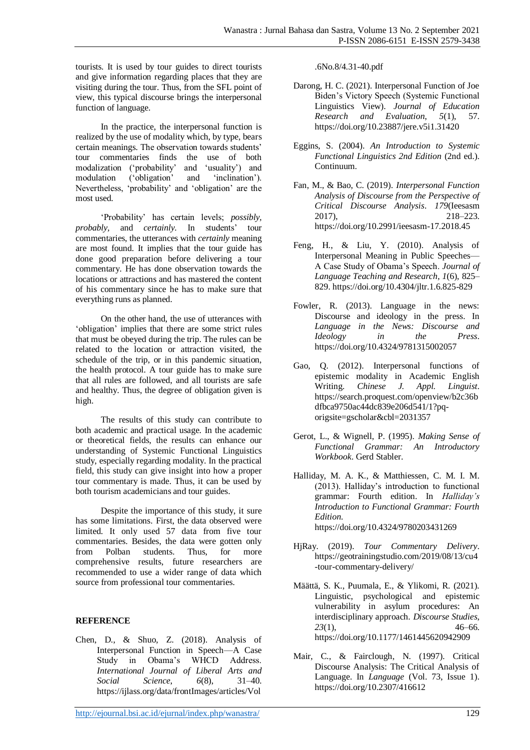tourists. It is used by tour guides to direct tourists and give information regarding places that they are visiting during the tour. Thus, from the SFL point of view, this typical discourse brings the interpersonal function of language.

In the practice, the interpersonal function is realized by the use of modality which, by type, bears certain meanings. The observation towards students' tour commentaries finds the use of both modalization ('probability' and 'usuality') and modulation ('obligation' and 'inclination'). Nevertheless, 'probability' and 'obligation' are the most used.

'Probability' has certain levels; *possibly, probably,* and *certainly*. In students' tour commentaries, the utterances with *certainly* meaning are most found. It implies that the tour guide has done good preparation before delivering a tour commentary. He has done observation towards the locations or attractions and has mastered the content of his commentary since he has to make sure that everything runs as planned.

On the other hand, the use of utterances with 'obligation' implies that there are some strict rules that must be obeyed during the trip. The rules can be related to the location or attraction visited, the schedule of the trip, or in this pandemic situation, the health protocol. A tour guide has to make sure that all rules are followed, and all tourists are safe and healthy. Thus, the degree of obligation given is high.

The results of this study can contribute to both academic and practical usage. In the academic or theoretical fields, the results can enhance our understanding of Systemic Functional Linguistics study, especially regarding modality. In the practical field, this study can give insight into how a proper tour commentary is made. Thus, it can be used by both tourism academicians and tour guides.

Despite the importance of this study, it sure has some limitations. First, the data observed were limited. It only used 57 data from five tour commentaries. Besides, the data were gotten only from Polban students. Thus, for more comprehensive results, future researchers are recommended to use a wider range of data which source from professional tour commentaries.

## REFERENCE

Chen, D., & Shuo, Z. (2018). Analysis of Interpersonal Function in Speech—A Case Study in Obama's WHCD Address. *International Journal of Liberal Arts and Social Science*, *6*(8), 31–40. https://ijlass.org/data/frontImages/articles/Vol.6No.8/4.31-40.pdf

Darong, H. C. (2021). Interpersonal Function of Joe Biden's Victory Speech (Systemic Functional Linguistics View). *Journal of Education Research and Evaluation*, *5*(1), 57. https://doi.org/10.23887/jere.v5i1.31420

Eggins, S. (2004). *An Introduction to Systemic Functional Linguistics 2nd Edition* (2nd ed.). Continuum.

Fan, M., & Bao, C. (2019). *Interpersonal Function Analysis of Discourse from the Perspective of Critical Discourse Analysis*. *179*(Ieesasm 2017), 218–223. https://doi.org/10.2991/ieesasm-17.2018.45

Feng, H., & Liu, Y. (2010). Analysis of Interpersonal Meaning in Public Speeches—A Case Study of Obama's Speech. *Journal of Language Teaching and Research*, *1*(6), 825–829. https://doi.org/10.4304/jltr.1.6.825-829

Fowler, R. (2013). Language in the news: Discourse and ideology in the press. In *Language in the News: Discourse and Ideology in the Press*. https://doi.org/10.4324/9781315002057

Gao, Q. (2012). Interpersonal functions of epistemic modality in Academic English Writing. *Chinese J. Appl. Linguist*. https://search.proquest.com/openview/b2c36bdfbca9750ac44dc839e206d541/1?pq-origsite=gscholar&cbl=2031357

Gerot, L., & Wignell, P. (1995). *Making Sense of Functional Grammar: An Introductory Workbook*. Gerd Stabler.

Halliday, M. A. K., & Matthiessen, C. M. I. M. (2013). Halliday's introduction to functional grammar: Fourth edition. In *Halliday's Introduction to Functional Grammar: Fourth Edition*. https://doi.org/10.4324/9780203431269

HjRay. (2019). *Tour Commentary Delivery*. https://geotrainingstudio.com/2019/08/13/cu4-tour-commentary-delivery/

Määttä, S. K., Puumala, E., & Ylikomi, R. (2021). Linguistic, psychological and epistemic vulnerability in asylum procedures: An interdisciplinary approach. *Discourse Studies*, *23*(1), 46–66. https://doi.org/10.1177/1461445620942909

Mair, C., & Fairclough, N. (1997). Critical Discourse Analysis: The Critical Analysis of Language. In *Language* (Vol. 73, Issue 1). https://doi.org/10.2307/416612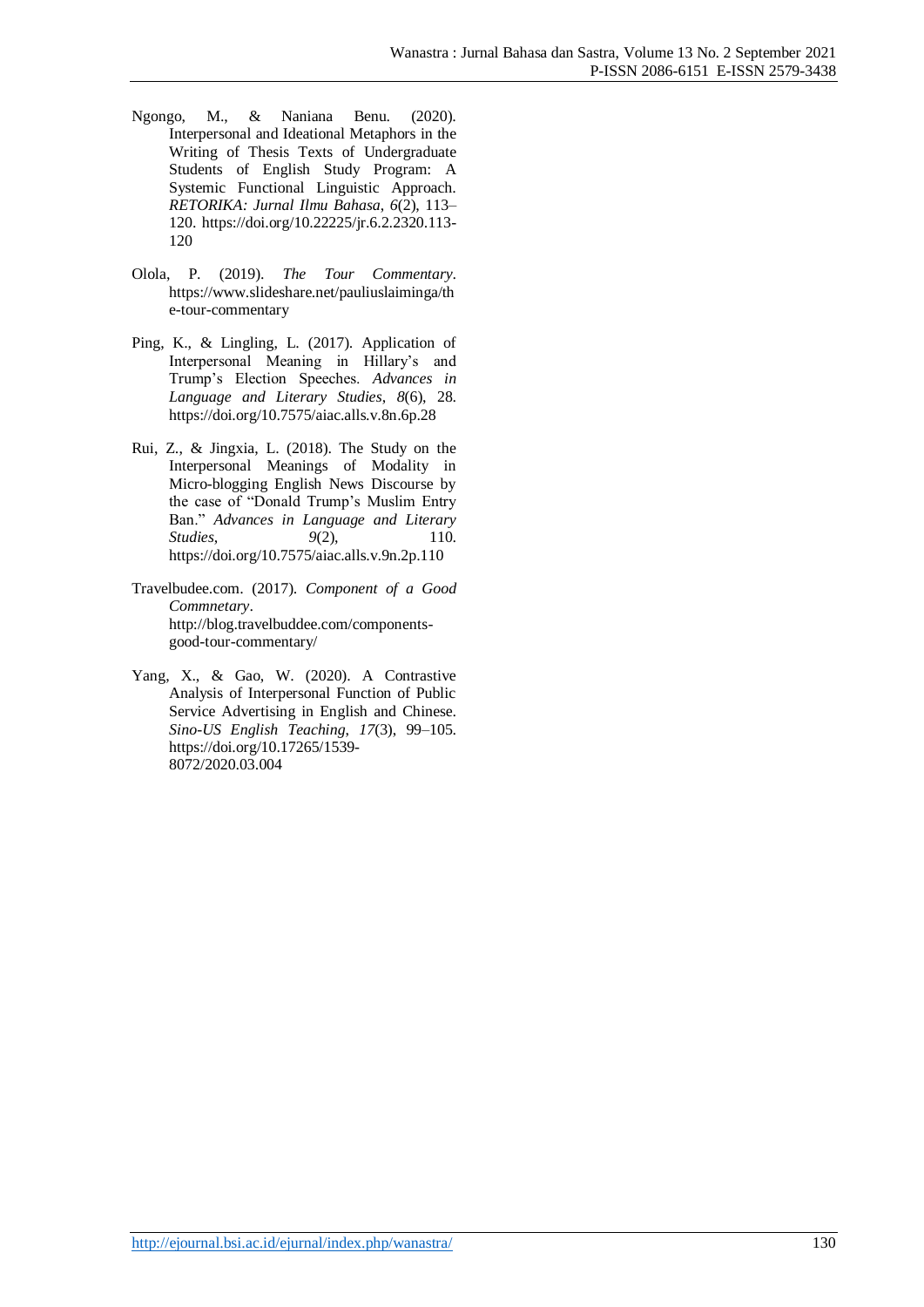Ngongo, M., & Naniana Benu. (2020). Interpersonal and Ideational Metaphors in the Writing of Thesis Texts of Undergraduate Students of English Study Program: A Systemic Functional Linguistic Approach. *RETORIKA: Jurnal Ilmu Bahasa*, *6*(2), 113–120. https://doi.org/10.22225/jr.6.2.2320.113-120

Olola, P. (2019). *The Tour Commentary*. https://www.slideshare.net/pauliuslaiminga/the-tour-commentary

Ping, K., & Lingling, L. (2017). Application of Interpersonal Meaning in Hillary's and Trump's Election Speeches. *Advances in Language and Literary Studies*, *8*(6), 28. https://doi.org/10.7575/aiac.alls.v.8n.6p.28

Rui, Z., & Jingxia, L. (2018). The Study on the Interpersonal Meanings of Modality in Micro-blogging English News Discourse by the case of "Donald Trump's Muslim Entry Ban." *Advances in Language and Literary Studies*, *9*(2), 110. https://doi.org/10.7575/aiac.alls.v.9n.2p.110

Travelbudee.com. (2017). *Component of a Good Commnetary*. http://blog.travelbuddee.com/components-good-tour-commentary/

Yang, X., & Gao, W. (2020). A Contrastive Analysis of Interpersonal Function of Public Service Advertising in English and Chinese. *Sino-US English Teaching*, *17*(3), 99–105. https://doi.org/10.17265/1539-8072/2020.03.004